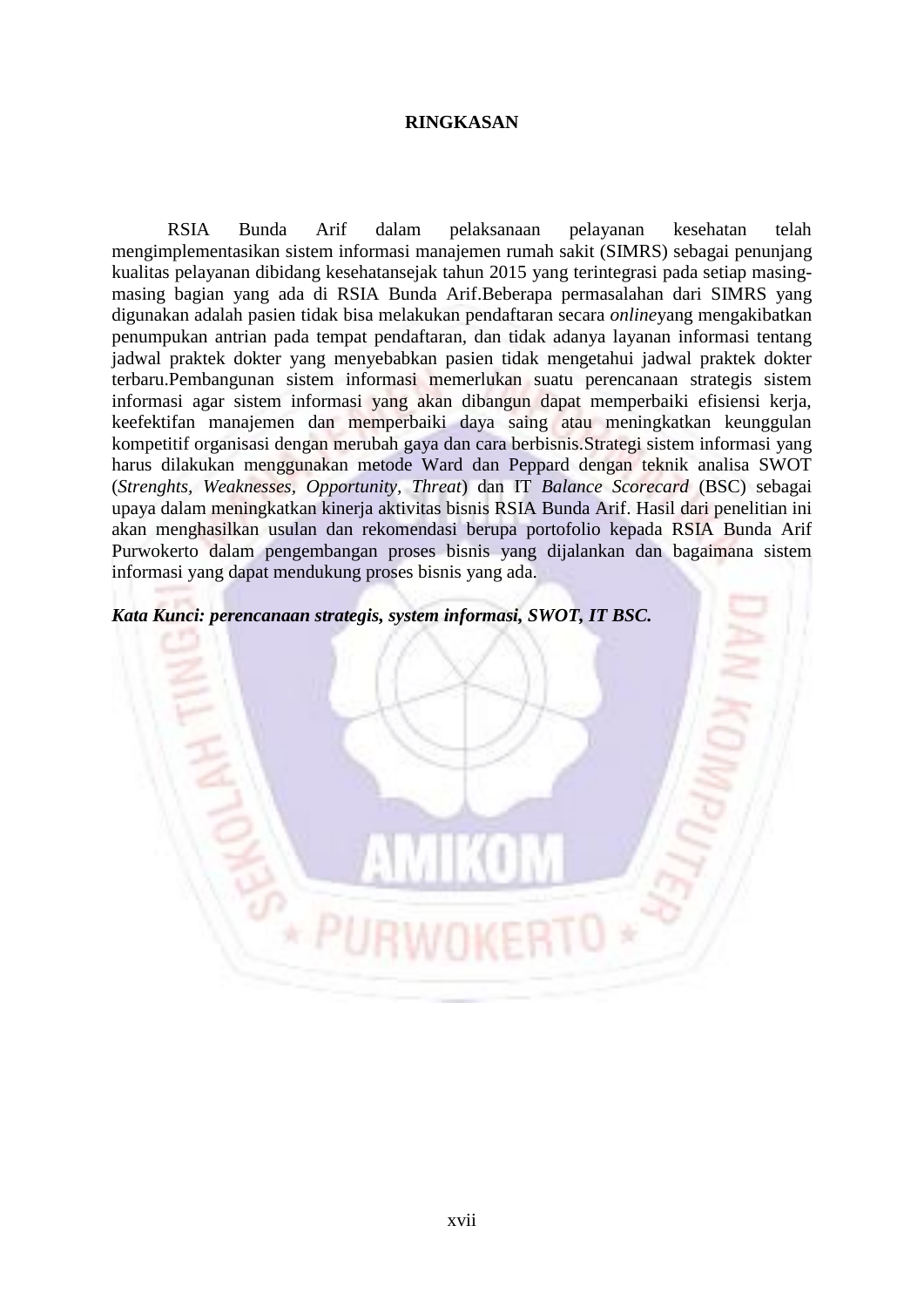# RINGKASAN

RSIA Bunda Arif dalam pelaksanaan pelayanan kesehatan telah mengimplementasikan sistem informasi manajemen rumah sakit (SIMRS) sebagai penunjang kualitas pelayanan dibidang kesehatansejak tahun 2015 yang terintegrasi pada setiap masing-masing bagian yang ada di RSIA Bunda Arif.Beberapa permasalahan dari SIMRS yang digunakan adalah pasien tidak bisa melakukan pendaftaran secara *online*yang mengakibatkan penumpukan antrian pada tempat pendaftaran, dan tidak adanya layanan informasi tentang jadwal praktek dokter yang menyebabkan pasien tidak mengetahui jadwal praktek dokter terbaru.Pembangunan sistem informasi memerlukan suatu perencanaan strategis sistem informasi agar sistem informasi yang akan dibangun dapat memperbaiki efisiensi kerja, keefektifan manajemen dan memperbaiki daya saing atau meningkatkan keunggulan kompetitif organisasi dengan merubah gaya dan cara berbisnis.Strategi sistem informasi yang harus dilakukan menggunakan metode Ward dan Peppard dengan teknik analisa SWOT (*Strenghts, Weaknesses, Opportunity, Threat*) dan IT *Balance Scorecard* (BSC) sebagai upaya dalam meningkatkan kinerja aktivitas bisnis RSIA Bunda Arif. Hasil dari penelitian ini akan menghasilkan usulan dan rekomendasi berupa portofolio kepada RSIA Bunda Arif Purwokerto dalam pengembangan proses bisnis yang dijalankan dan bagaimana sistem informasi yang dapat mendukung proses bisnis yang ada.

***Kata Kunci: perencanaan strategis, system informasi, SWOT, IT BSC.***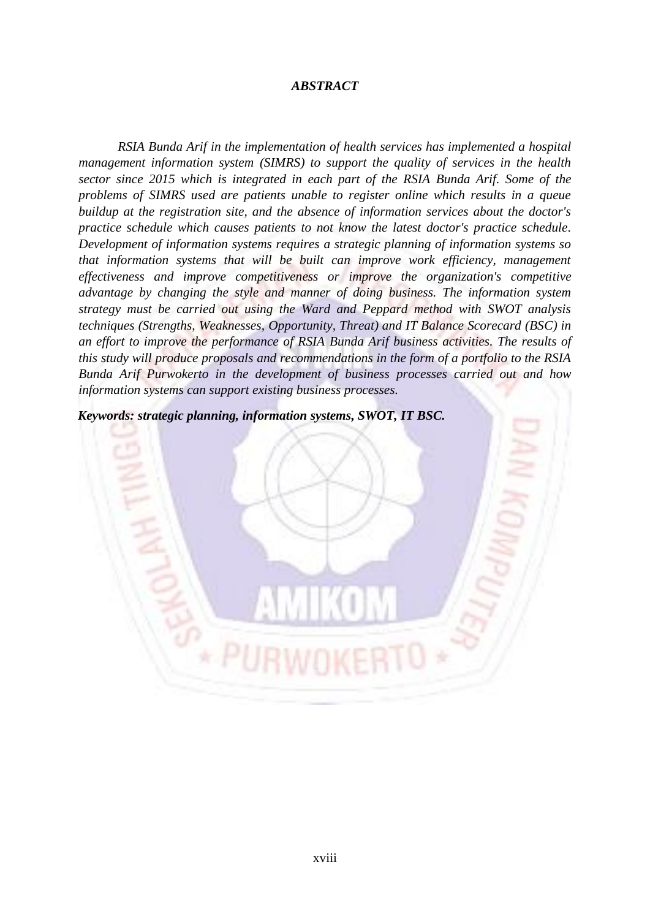# *ABSTRACT*

*RSIA Bunda Arif in the implementation of health services has implemented a hospital management information system (SIMRS) to support the quality of services in the health sector since 2015 which is integrated in each part of the RSIA Bunda Arif. Some of the problems of SIMRS used are patients unable to register online which results in a queue buildup at the registration site, and the absence of information services about the doctor's practice schedule which causes patients to not know the latest doctor's practice schedule. Development of information systems requires a strategic planning of information systems so that information systems that will be built can improve work efficiency, management effectiveness and improve competitiveness or improve the organization's competitive advantage by changing the style and manner of doing business. The information system strategy must be carried out using the Ward and Peppard method with SWOT analysis techniques (Strengths, Weaknesses, Opportunity, Threat) and IT Balance Scorecard (BSC) in an effort to improve the performance of RSIA Bunda Arif business activities. The results of this study will produce proposals and recommendations in the form of a portfolio to the RSIA Bunda Arif Purwokerto in the development of business processes carried out and how information systems can support existing business processes.*

***Keywords: strategic planning, information systems, SWOT, IT BSC.***